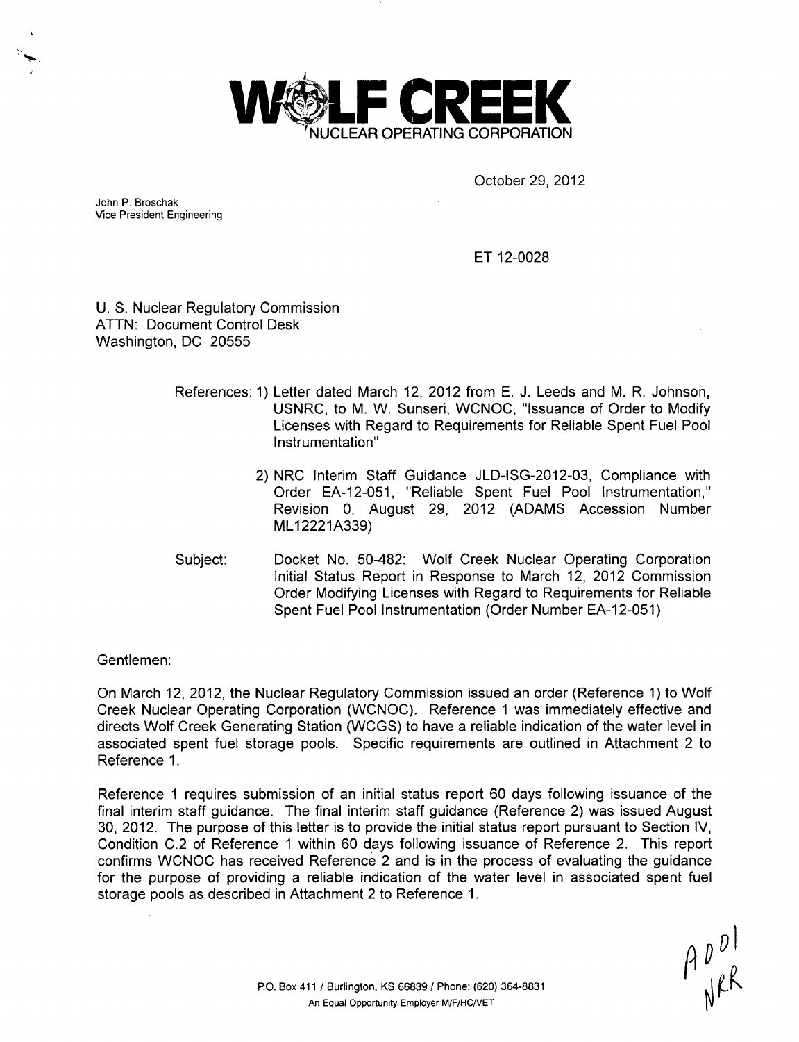# WOLF CREEK
NUCLEAR OPERATING CORPORATION

October 29, 2012

John P. Broschak
Vice President Engineering

ET 12-0028

U. S. Nuclear Regulatory Commission
ATTN: Document Control Desk
Washington, DC 20555

References:
1) Letter dated March 12, 2012 from E. J. Leeds and M. R. Johnson, USNRC, to M. W. Sunseri, WCNOC, "Issuance of Order to Modify Licenses with Regard to Requirements for Reliable Spent Fuel Pool Instrumentation"

2) NRC Interim Staff Guidance JLD-ISG-2012-03, Compliance with Order EA-12-051, "Reliable Spent Fuel Pool Instrumentation," Revision 0, August 29, 2012 (ADAMS Accession Number ML12221A339)

Subject: Docket No. 50-482: Wolf Creek Nuclear Operating Corporation Initial Status Report in Response to March 12, 2012 Commission Order Modifying Licenses with Regard to Requirements for Reliable Spent Fuel Pool Instrumentation (Order Number EA-12-051)

Gentlemen:

On March 12, 2012, the Nuclear Regulatory Commission issued an order (Reference 1) to Wolf Creek Nuclear Operating Corporation (WCNOC). Reference 1 was immediately effective and directs Wolf Creek Generating Station (WCGS) to have a reliable indication of the water level in associated spent fuel storage pools. Specific requirements are outlined in Attachment 2 to Reference 1.

Reference 1 requires submission of an initial status report 60 days following issuance of the final interim staff guidance. The final interim staff guidance (Reference 2) was issued August 30, 2012. The purpose of this letter is to provide the initial status report pursuant to Section IV, Condition C.2 of Reference 1 within 60 days following issuance of Reference 2. This report confirms WCNOC has received Reference 2 and is in the process of evaluating the guidance for the purpose of providing a reliable indication of the water level in associated spent fuel storage pools as described in Attachment 2 to Reference 1.

P.O. Box 411 / Burlington, KS 66839 / Phone: (620) 364-8831
An Equal Opportunity Employer M/F/HC/VET

A001
NRR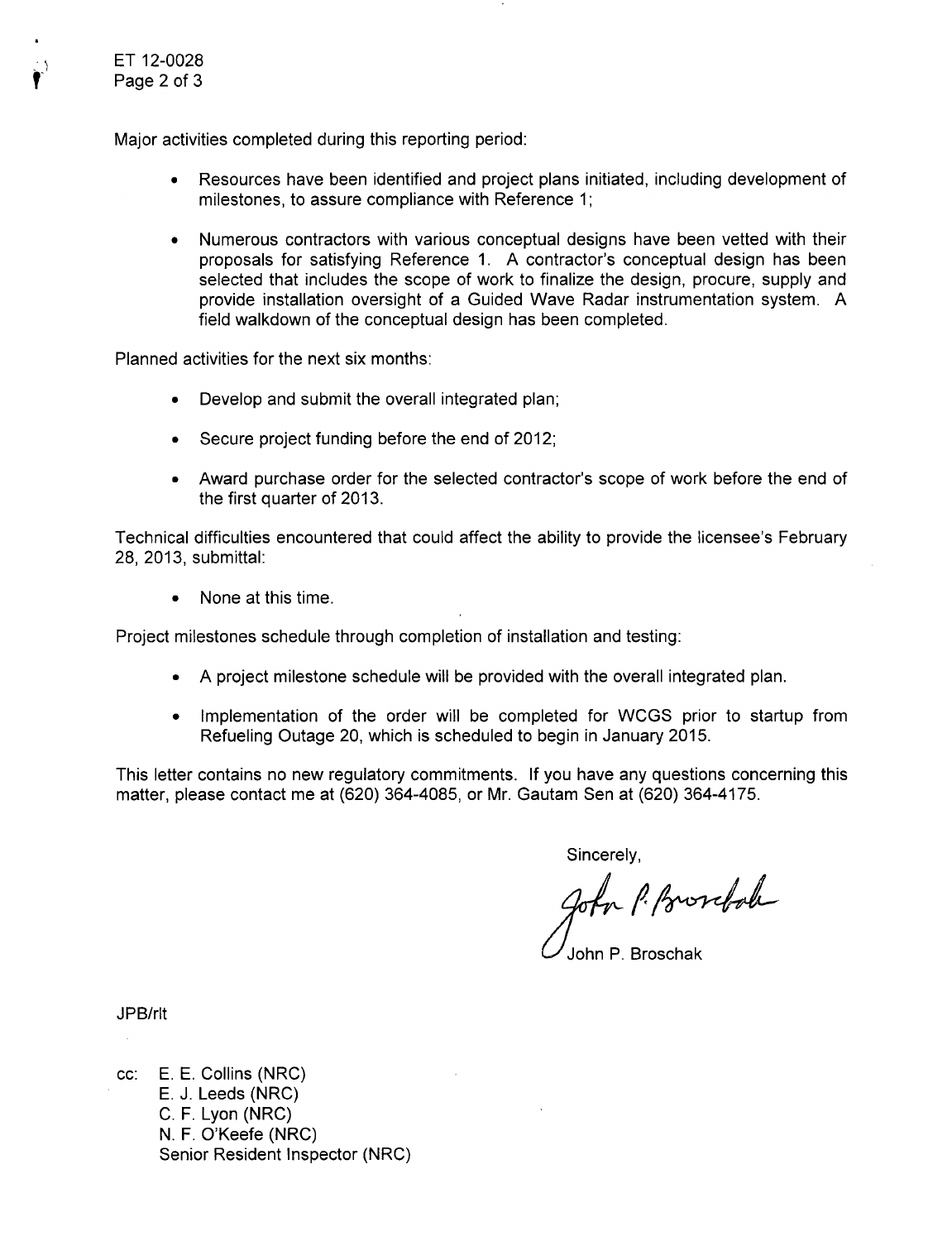Major activities completed during this reporting period:

- Resources have been identified and project plans initiated, including development of milestones, to assure compliance with Reference 1;
- Numerous contractors with various conceptual designs have been vetted with their proposals for satisfying Reference 1. A contractor's conceptual design has been selected that includes the scope of work to finalize the design, procure, supply and provide installation oversight of a Guided Wave Radar instrumentation system. A field walkdown of the conceptual design has been completed.

Planned activities for the next six months:

- Develop and submit the overall integrated plan;
- Secure project funding before the end of 2012;
- Award purchase order for the selected contractor's scope of work before the end of the first quarter of 2013.

Technical difficulties encountered that could affect the ability to provide the licensee's February 28, 2013, submittal:

- None at this time.

Project milestones schedule through completion of installation and testing:

- A project milestone schedule will be provided with the overall integrated plan.
- Implementation of the order will be completed for WCGS prior to startup from Refueling Outage 20, which is scheduled to begin in January 2015.

This letter contains no new regulatory commitments. If you have any questions concerning this matter, please contact me at (620) 364-4085, or Mr. Gautam Sen at (620) 364-4175.

Sincerely,

John P. Broschak

JPB/rlt

cc: E. E. Collins (NRC)
E. J. Leeds (NRC)
C. F. Lyon (NRC)
N. F. O'Keefe (NRC)
Senior Resident Inspector (NRC)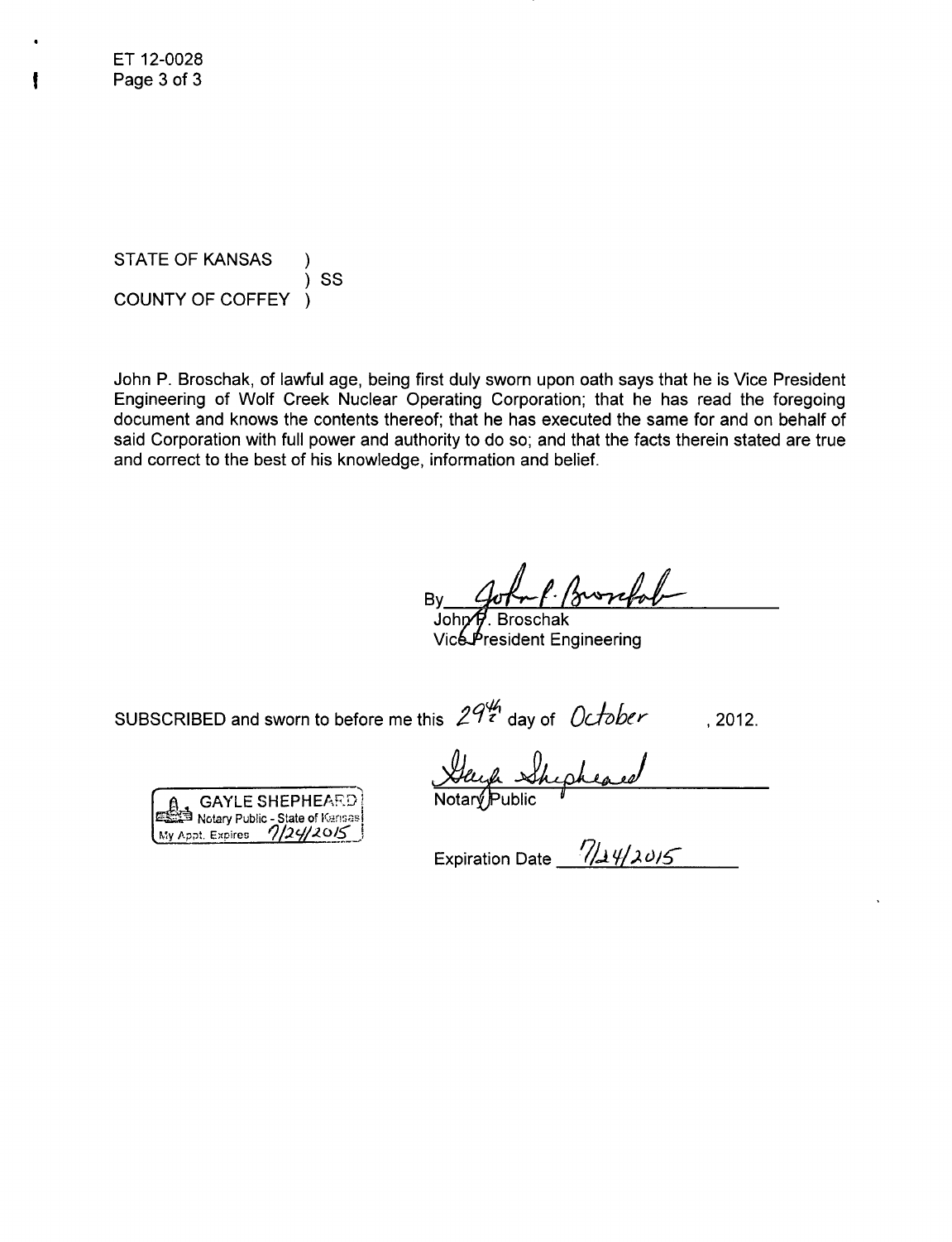ET 12-0028

STATE OF KANSAS )
) SS
COUNTY OF COFFEY )

John P. Broschak, of lawful age, being first duly sworn upon oath says that he is Vice President Engineering of Wolf Creek Nuclear Operating Corporation; that he has read the foregoing document and knows the contents thereof; that he has executed the same for and on behalf of said Corporation with full power and authority to do so; and that the facts therein stated are true and correct to the best of his knowledge, information and belief.

By John P. Broschak
John P. Broschak
Vice President Engineering

SUBSCRIBED and sworn to before me this 29th day of October, 2012.

GAYLE SHEPHEARD
Notary Public - State of Kansas
My Appt. Expires 7/24/2015

Gayle Shepheard
Notary Public

Expiration Date 7/24/2015